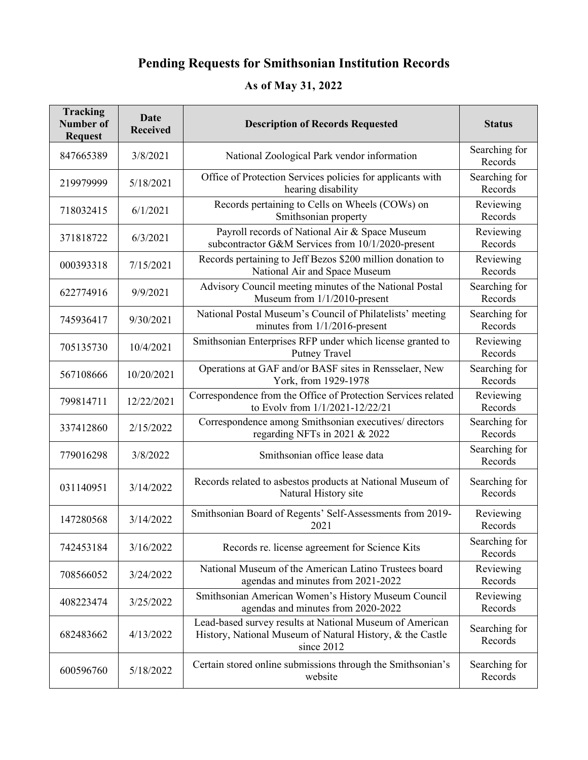# Pending Requests for Smithsonian Institution Records

## As of May 31, 2022

| Tracking Number of Request | Date Received | Description of Records Requested | Status |
|---|---|---|---|
| 847665389 | 3/8/2021 | National Zoological Park vendor information | Searching for Records |
| 219979999 | 5/18/2021 | Office of Protection Services policies for applicants with hearing disability | Searching for Records |
| 718032415 | 6/1/2021 | Records pertaining to Cells on Wheels (COWs) on Smithsonian property | Reviewing Records |
| 371818722 | 6/3/2021 | Payroll records of National Air & Space Museum subcontractor G&M Services from 10/1/2020-present | Reviewing Records |
| 000393318 | 7/15/2021 | Records pertaining to Jeff Bezos $200 million donation to National Air and Space Museum | Reviewing Records |
| 622774916 | 9/9/2021 | Advisory Council meeting minutes of the National Postal Museum from 1/1/2010-present | Searching for Records |
| 745936417 | 9/30/2021 | National Postal Museum's Council of Philatelists' meeting minutes from 1/1/2016-present | Searching for Records |
| 705135730 | 10/4/2021 | Smithsonian Enterprises RFP under which license granted to Putney Travel | Reviewing Records |
| 567108666 | 10/20/2021 | Operations at GAF and/or BASF sites in Rensselaer, New York, from 1929-1978 | Searching for Records |
| 799814711 | 12/22/2021 | Correspondence from the Office of Protection Services related to Evolv from 1/1/2021-12/22/21 | Reviewing Records |
| 337412860 | 2/15/2022 | Correspondence among Smithsonian executives/ directors regarding NFTs in 2021 & 2022 | Searching for Records |
| 779016298 | 3/8/2022 | Smithsonian office lease data | Searching for Records |
| 031140951 | 3/14/2022 | Records related to asbestos products at National Museum of Natural History site | Searching for Records |
| 147280568 | 3/14/2022 | Smithsonian Board of Regents' Self-Assessments from 2019-2021 | Reviewing Records |
| 742453184 | 3/16/2022 | Records re. license agreement for Science Kits | Searching for Records |
| 708566052 | 3/24/2022 | National Museum of the American Latino Trustees board agendas and minutes from 2021-2022 | Reviewing Records |
| 408223474 | 3/25/2022 | Smithsonian American Women's History Museum Council agendas and minutes from 2020-2022 | Reviewing Records |
| 682483662 | 4/13/2022 | Lead-based survey results at National Museum of American History, National Museum of Natural History, & the Castle since 2012 | Searching for Records |
| 600596760 | 5/18/2022 | Certain stored online submissions through the Smithsonian's website | Searching for Records |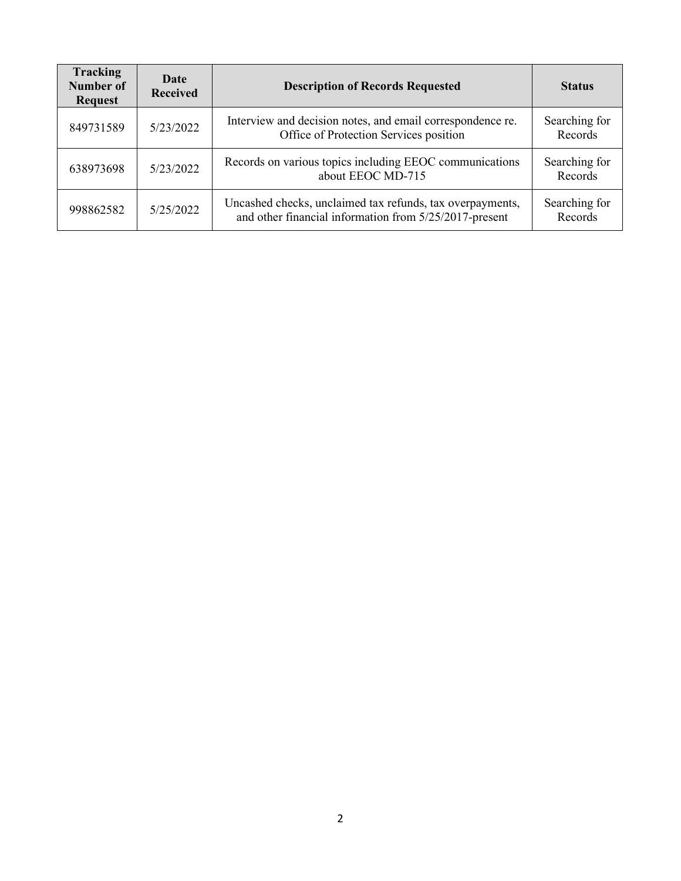| Tracking Number of Request | Date Received | Description of Records Requested | Status |
|---|---|---|---|
| 849731589 | 5/23/2022 | Interview and decision notes, and email correspondence re. Office of Protection Services position | Searching for Records |
| 638973698 | 5/23/2022 | Records on various topics including EEOC communications about EEOC MD-715 | Searching for Records |
| 998862582 | 5/25/2022 | Uncashed checks, unclaimed tax refunds, tax overpayments, and other financial information from 5/25/2017-present | Searching for Records |